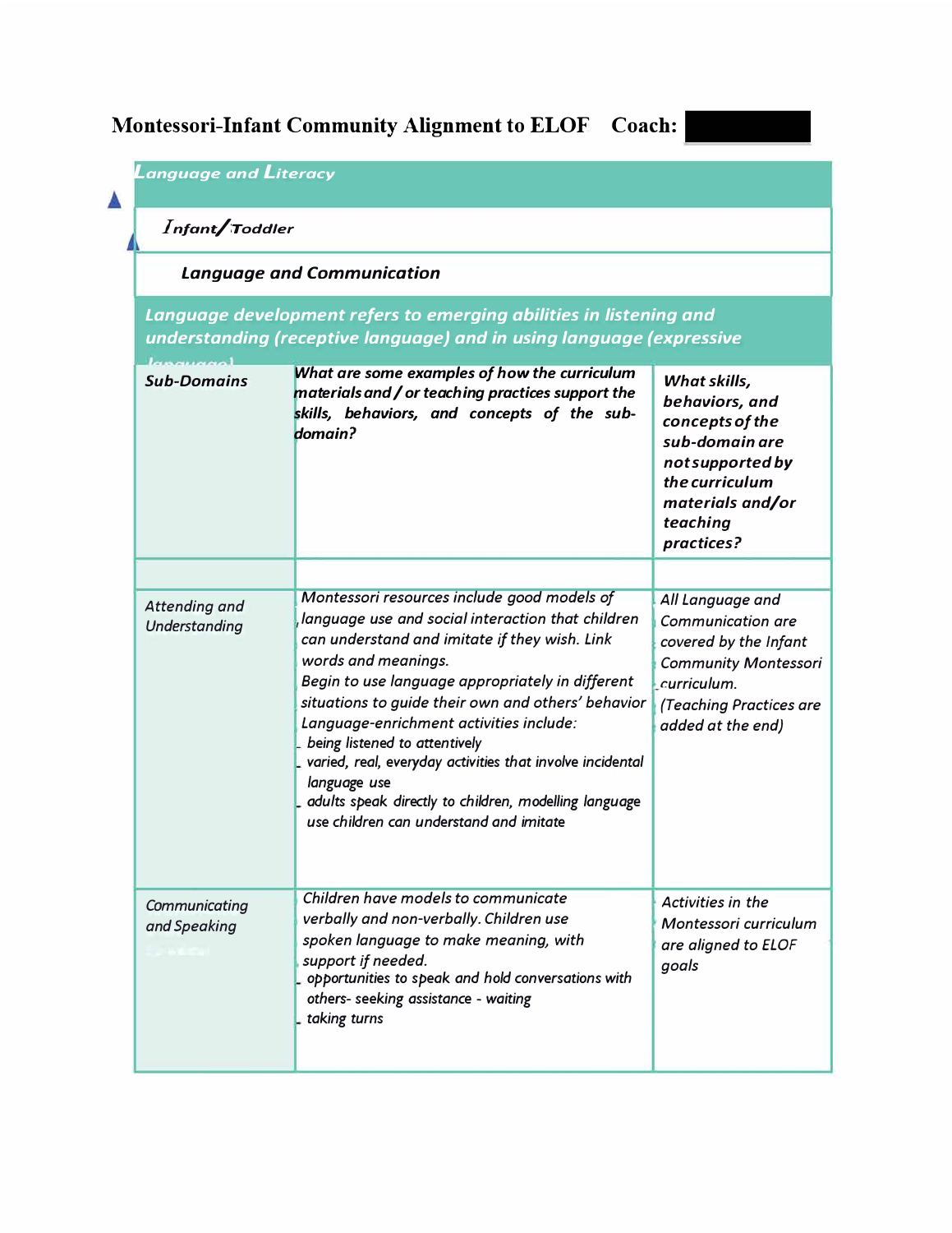# Montessori-Infant Community Alignment to ELOF Coach:

## Language and Literacy

### Infant/Toddler

### Language and Communication

**Language development refers to emerging abilities in listening and understanding (receptive language) and in using language (expressive language)**

| Sub-Domains | What are some examples of how the curriculum materials and / or teaching practices support the skills, behaviors, and concepts of the sub-domain? | What skills, behaviors, and concepts of the sub-domain are not supported by the curriculum materials and/or teaching practices? |
|---|---|---|
| | | |
| Attending and Understanding | Montessori resources include good models of language use and social interaction that children can understand and imitate if they wish. Link words and meanings.<br>Begin to use language appropriately in different situations to guide their own and others' behavior<br>Language-enrichment activities include:<br>- being listened to attentively<br>- varied, real, everyday activities that involve incidental language use<br>- adults speak directly to children, modelling language use children can understand and imitate | All Language and Communication are covered by the Infant Community Montessori curriculum.<br>(Teaching Practices are added at the end) |
| Communicating and Speaking | Children have models to communicate verbally and non-verbally. Children use spoken language to make meaning, with support if needed.<br>- opportunities to speak and hold conversations with others- seeking assistance - waiting<br>- taking turns | Activities in the Montessori curriculum are aligned to ELOF goals |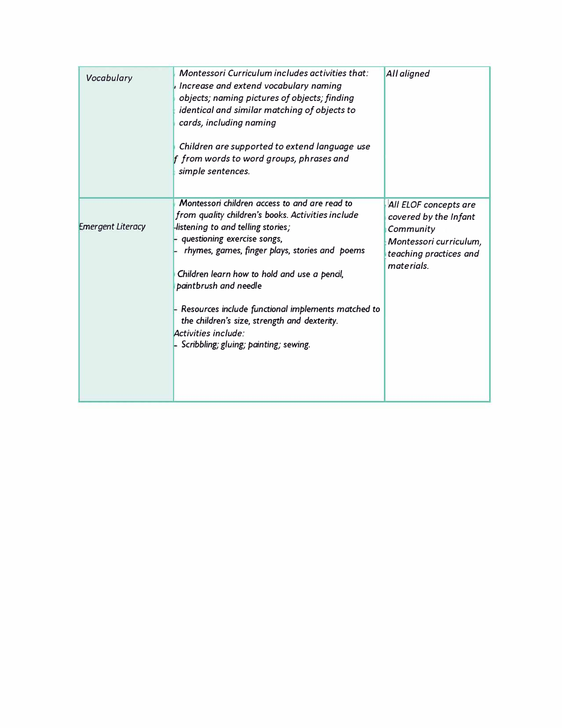| | | |
|---|---|---|
| *Vocabulary* | *Montessori Curriculum includes activities that:* *Increase and extend vocabulary naming objects; naming pictures of objects; finding identical and similar matching of objects to cards, including naming*<br><br>*Children are supported to extend language use from words to word groups, phrases and simple sentences.* | *All aligned* |
| *Emergent Literacy* | *Montessori children access to and are read to from quality children's books. Activities include*<br>*- listening to and telling stories;*<br>*- questioning exercise songs,*<br>*- rhymes, games, finger plays, stories and poems*<br><br>*Children learn how to hold and use a pencil, paintbrush and needle*<br><br>*- Resources include functional implements matched to the children's size, strength and dexterity.*<br>*Activities include:*<br>*- Scribbling; gluing; painting; sewing.* | *All ELOF concepts are covered by the Infant Community Montessori curriculum, teaching practices and materials.* |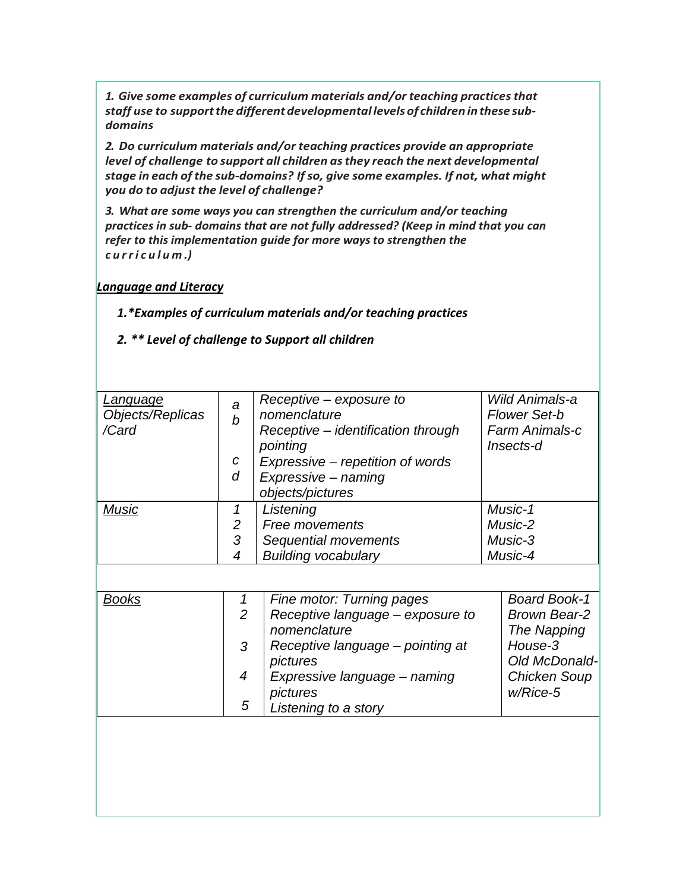***1. Give some examples of curriculum materials and/or teaching practices that staff use to support the different developmental levels of children in these sub-domains***

***2. Do curriculum materials and/or teaching practices provide an appropriate level of challenge to support all children as they reach the next developmental stage in each of the sub-domains? If so, give some examples. If not, what might you do to adjust the level of challenge?***

***3. What are some ways you can strengthen the curriculum and/or teaching practices in sub- domains that are not fully addressed? (Keep in mind that you can refer to this implementation guide for more ways to strengthen the curriculum.)***

***<u>Language and Literacy</u>***

***1.*Examples of curriculum materials and/or teaching practices***

***2. ** Level of challenge to Support all children***

| | | | |
|---|---|---|---|
| *<u>Language Objects/Replicas /Card</u>* | *a*<br>*b*<br>*c*<br>*d* | *Receptive – exposure to nomenclature*<br>*Receptive – identification through pointing*<br>*Expressive – repetition of words*<br>*Expressive – naming objects/pictures* | *Wild Animals-a*<br>*Flower Set-b*<br>*Farm Animals-c*<br>*Insects-d* |
| *<u>Music</u>* | *1*<br>*2*<br>*3*<br>*4* | *Listening*<br>*Free movements*<br>*Sequential movements*<br>*Building vocabulary* | *Music-1*<br>*Music-2*<br>*Music-3*<br>*Music-4* |

| | | | |
|---|---|---|---|
| *<u>Books</u>* | *1*<br>*2*<br>*3*<br>*4*<br>*5* | *Fine motor: Turning pages*<br>*Receptive language – exposure to nomenclature*<br>*Receptive language – pointing at pictures*<br>*Expressive language – naming pictures*<br>*Listening to a story* | *Board Book-1*<br>*Brown Bear-2*<br>*The Napping House-3*<br>*Old McDonald-*<br>*Chicken Soup w/Rice-5* |